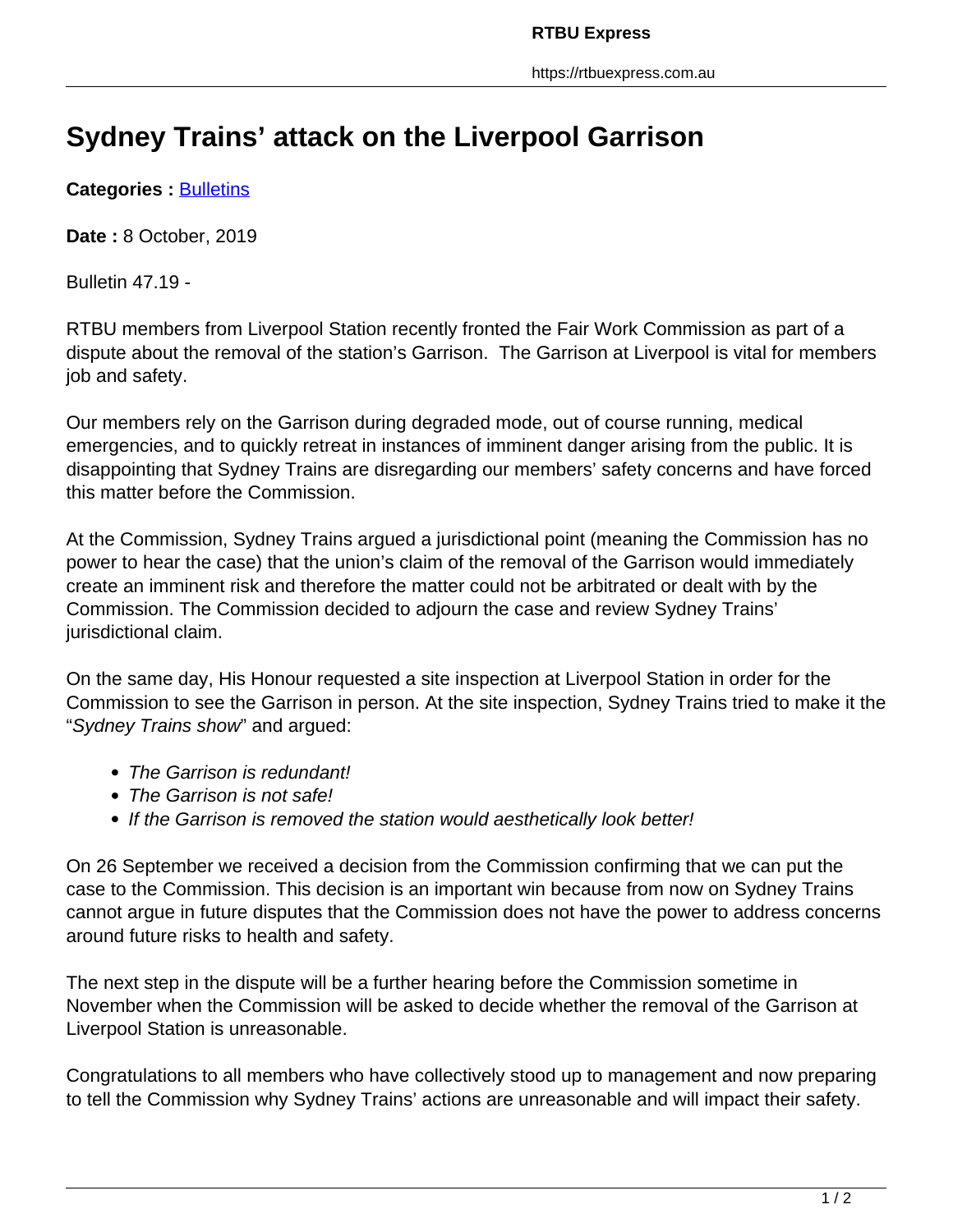# Sydney Trains' attack on the Liverpool Garrison

**Categories :** Bulletins

**Date :** 8 October, 2019

Bulletin 47.19 -

RTBU members from Liverpool Station recently fronted the Fair Work Commission as part of a dispute about the removal of the station's Garrison. The Garrison at Liverpool is vital for members job and safety.

Our members rely on the Garrison during degraded mode, out of course running, medical emergencies, and to quickly retreat in instances of imminent danger arising from the public. It is disappointing that Sydney Trains are disregarding our members' safety concerns and have forced this matter before the Commission.

At the Commission, Sydney Trains argued a jurisdictional point (meaning the Commission has no power to hear the case) that the union's claim of the removal of the Garrison would immediately create an imminent risk and therefore the matter could not be arbitrated or dealt with by the Commission. The Commission decided to adjourn the case and review Sydney Trains' jurisdictional claim.

On the same day, His Honour requested a site inspection at Liverpool Station in order for the Commission to see the Garrison in person. At the site inspection, Sydney Trains tried to make it the "*Sydney Trains show*" and argued:

- *The Garrison is redundant!*
- *The Garrison is not safe!*
- *If the Garrison is removed the station would aesthetically look better!*

On 26 September we received a decision from the Commission confirming that we can put the case to the Commission. This decision is an important win because from now on Sydney Trains cannot argue in future disputes that the Commission does not have the power to address concerns around future risks to health and safety.

The next step in the dispute will be a further hearing before the Commission sometime in November when the Commission will be asked to decide whether the removal of the Garrison at Liverpool Station is unreasonable.

Congratulations to all members who have collectively stood up to management and now preparing to tell the Commission why Sydney Trains' actions are unreasonable and will impact their safety.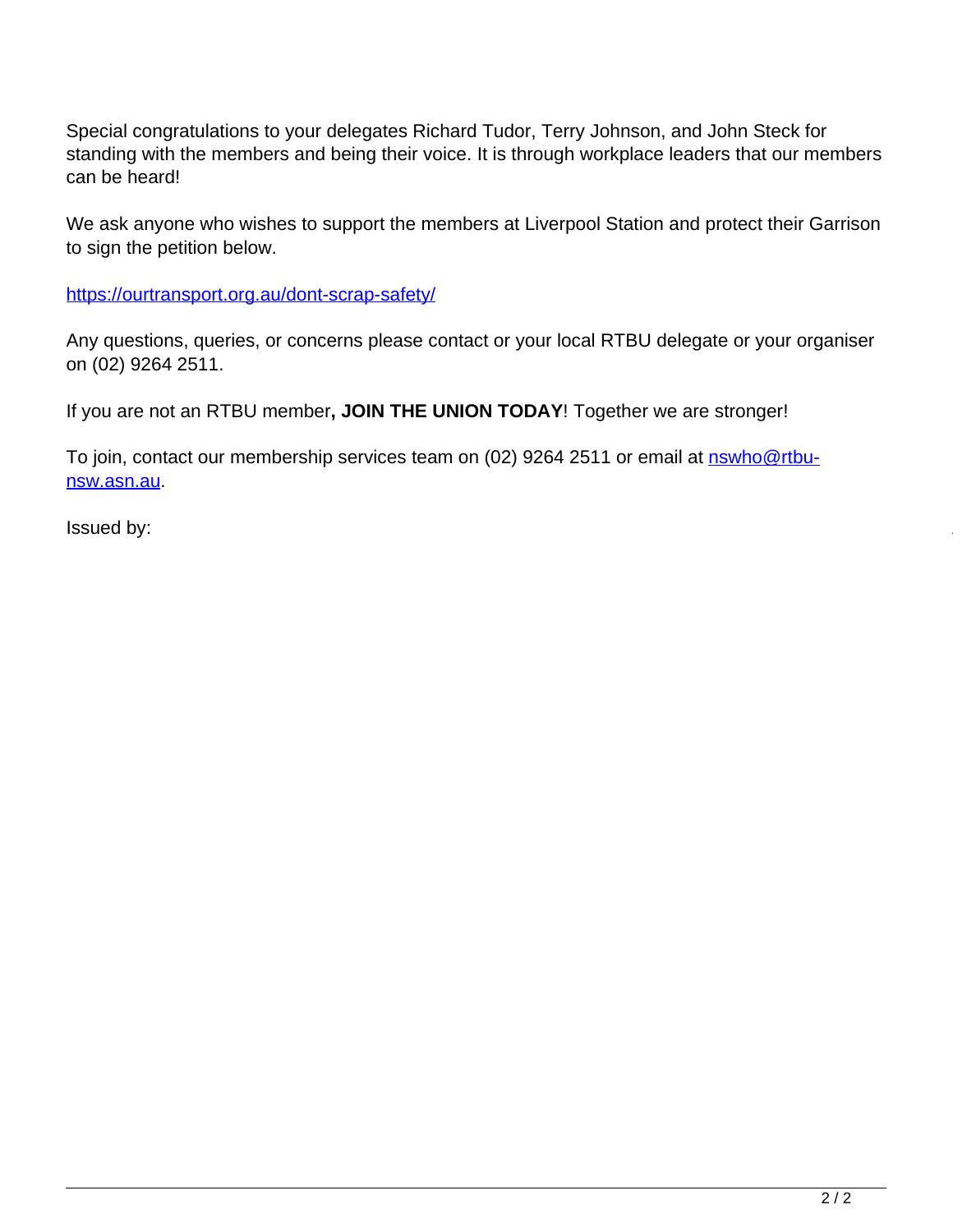Special congratulations to your delegates Richard Tudor, Terry Johnson, and John Steck for standing with the members and being their voice. It is through workplace leaders that our members can be heard!

We ask anyone who wishes to support the members at Liverpool Station and protect their Garrison to sign the petition below.

https://ourtransport.org.au/dont-scrap-safety/

Any questions, queries, or concerns please contact or your local RTBU delegate or your organiser on (02) 9264 2511.

If you are not an RTBU member**, JOIN THE UNION TODAY**! Together we are stronger!

To join, contact our membership services team on (02) 9264 2511 or email at nswho@rtbu-nsw.asn.au.

Issued by: